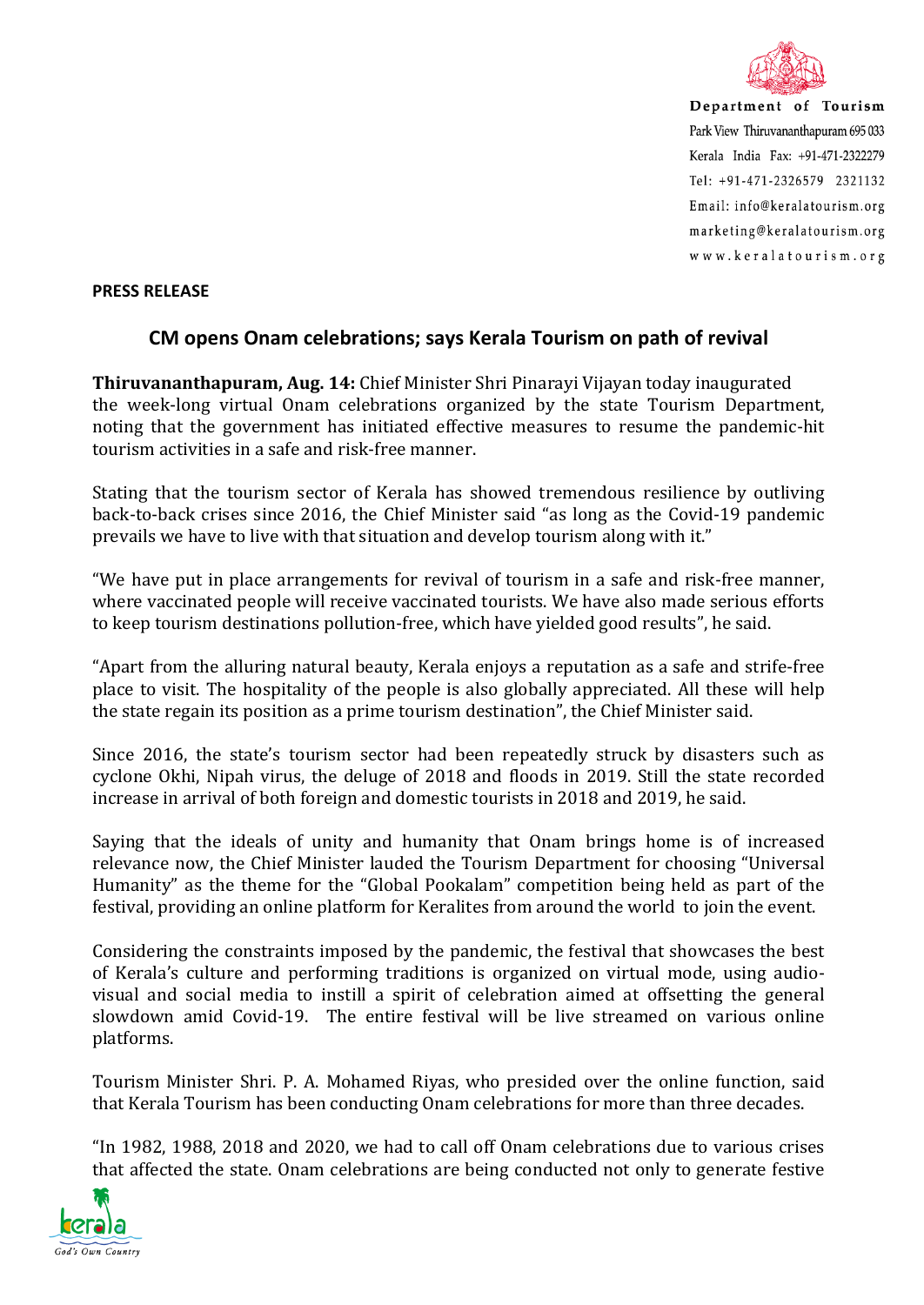Department of Tourism
Park View Thiruvananthapuram 695 033
Kerala India Fax: +91-471-2322279
Tel: +91-471-2326579 2321132
Email: info@keralatourism.org
marketing@keralatourism.org
www.keralatourism.org

**PRESS RELEASE**

## CM opens Onam celebrations; says Kerala Tourism on path of revival

**Thiruvananthapuram, Aug. 14:** Chief Minister Shri Pinarayi Vijayan today inaugurated the week-long virtual Onam celebrations organized by the state Tourism Department, noting that the government has initiated effective measures to resume the pandemic-hit tourism activities in a safe and risk-free manner.

Stating that the tourism sector of Kerala has showed tremendous resilience by outliving back-to-back crises since 2016, the Chief Minister said "as long as the Covid-19 pandemic prevails we have to live with that situation and develop tourism along with it."

"We have put in place arrangements for revival of tourism in a safe and risk-free manner, where vaccinated people will receive vaccinated tourists. We have also made serious efforts to keep tourism destinations pollution-free, which have yielded good results", he said.

"Apart from the alluring natural beauty, Kerala enjoys a reputation as a safe and strife-free place to visit. The hospitality of the people is also globally appreciated. All these will help the state regain its position as a prime tourism destination", the Chief Minister said.

Since 2016, the state's tourism sector had been repeatedly struck by disasters such as cyclone Okhi, Nipah virus, the deluge of 2018 and floods in 2019. Still the state recorded increase in arrival of both foreign and domestic tourists in 2018 and 2019, he said.

Saying that the ideals of unity and humanity that Onam brings home is of increased relevance now, the Chief Minister lauded the Tourism Department for choosing "Universal Humanity" as the theme for the "Global Pookalam" competition being held as part of the festival, providing an online platform for Keralites from around the world to join the event.

Considering the constraints imposed by the pandemic, the festival that showcases the best of Kerala's culture and performing traditions is organized on virtual mode, using audio-visual and social media to instill a spirit of celebration aimed at offsetting the general slowdown amid Covid-19. The entire festival will be live streamed on various online platforms.

Tourism Minister Shri. P. A. Mohamed Riyas, who presided over the online function, said that Kerala Tourism has been conducting Onam celebrations for more than three decades.

"In 1982, 1988, 2018 and 2020, we had to call off Onam celebrations due to various crises that affected the state. Onam celebrations are being conducted not only to generate festive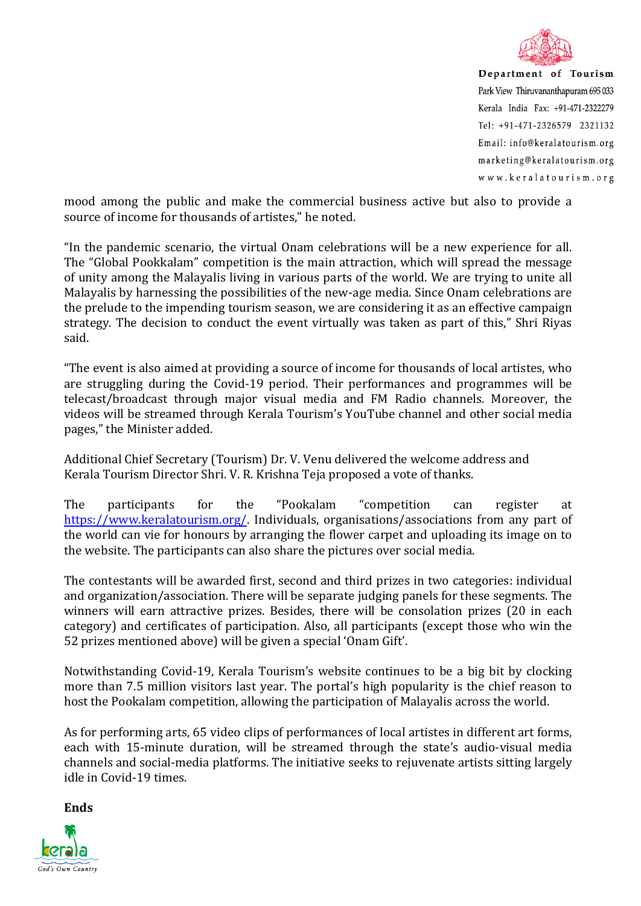Department of Tourism
Park View Thiruvananthapuram 695 033
Kerala India Fax: +91-471-2322279
Tel: +91-471-2326579 2321132
Email: info@keralatourism.org
marketing@keralatourism.org
www.keralatourism.org

mood among the public and make the commercial business active but also to provide a source of income for thousands of artistes," he noted.

"In the pandemic scenario, the virtual Onam celebrations will be a new experience for all. The "Global Pookkalam" competition is the main attraction, which will spread the message of unity among the Malayalis living in various parts of the world. We are trying to unite all Malayalis by harnessing the possibilities of the new-age media. Since Onam celebrations are the prelude to the impending tourism season, we are considering it as an effective campaign strategy. The decision to conduct the event virtually was taken as part of this," Shri Riyas said.

"The event is also aimed at providing a source of income for thousands of local artistes, who are struggling during the Covid-19 period. Their performances and programmes will be telecast/broadcast through major visual media and FM Radio channels. Moreover, the videos will be streamed through Kerala Tourism's YouTube channel and other social media pages," the Minister added.

Additional Chief Secretary (Tourism) Dr. V. Venu delivered the welcome address and Kerala Tourism Director Shri. V. R. Krishna Teja proposed a vote of thanks.

The participants for the "Pookalam "competition can register at https://www.keralatourism.org/. Individuals, organisations/associations from any part of the world can vie for honours by arranging the flower carpet and uploading its image on to the website. The participants can also share the pictures over social media.

The contestants will be awarded first, second and third prizes in two categories: individual and organization/association. There will be separate judging panels for these segments. The winners will earn attractive prizes. Besides, there will be consolation prizes (20 in each category) and certificates of participation. Also, all participants (except those who win the 52 prizes mentioned above) will be given a special 'Onam Gift'.

Notwithstanding Covid-19, Kerala Tourism's website continues to be a big bit by clocking more than 7.5 million visitors last year. The portal's high popularity is the chief reason to host the Pookalam competition, allowing the participation of Malayalis across the world.

As for performing arts, 65 video clips of performances of local artistes in different art forms, each with 15-minute duration, will be streamed through the state's audio-visual media channels and social-media platforms. The initiative seeks to rejuvenate artists sitting largely idle in Covid-19 times.

**Ends**

kerala
God's Own Country